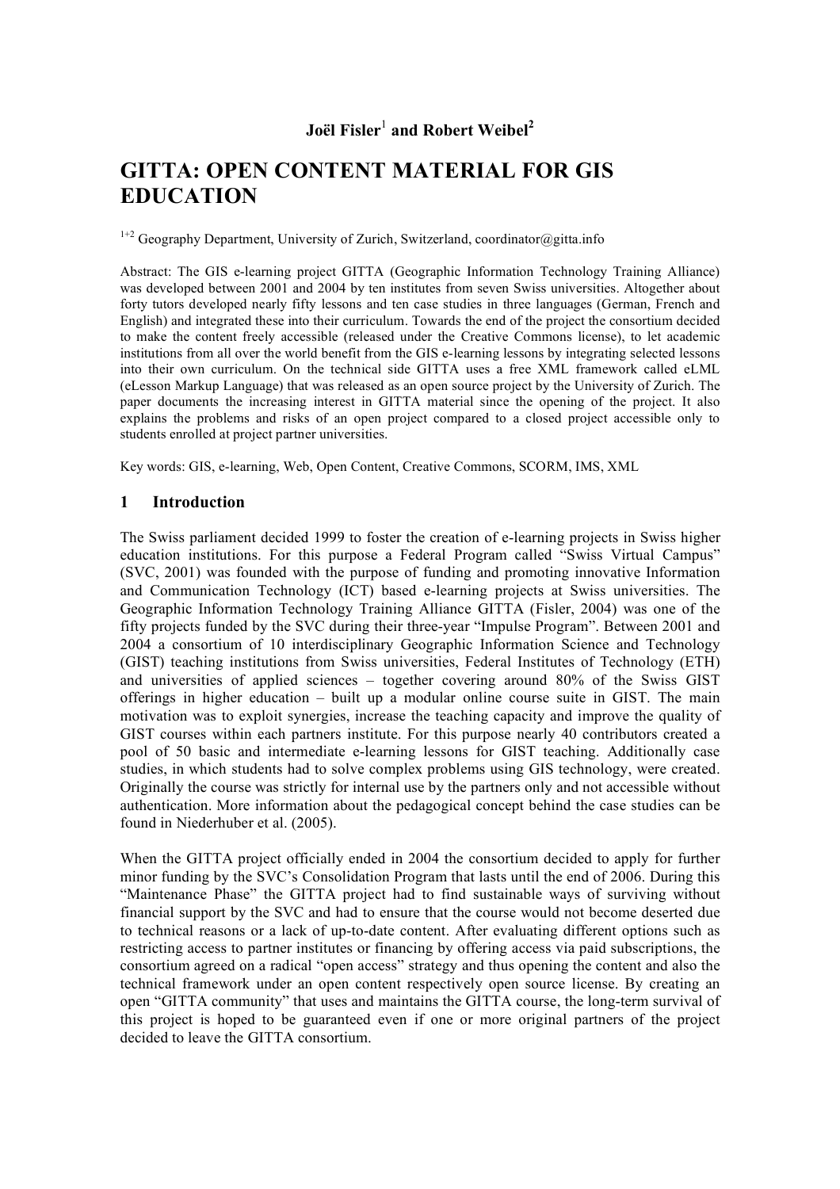**Joël Fisler[1] and Robert Weibel[2]**

# GITTA: OPEN CONTENT MATERIAL FOR GIS EDUCATION

[1+2] Geography Department, University of Zurich, Switzerland, coordinator@gitta.info

Abstract: The GIS e-learning project GITTA (Geographic Information Technology Training Alliance) was developed between 2001 and 2004 by ten institutes from seven Swiss universities. Altogether about forty tutors developed nearly fifty lessons and ten case studies in three languages (German, French and English) and integrated these into their curriculum. Towards the end of the project the consortium decided to make the content freely accessible (released under the Creative Commons license), to let academic institutions from all over the world benefit from the GIS e-learning lessons by integrating selected lessons into their own curriculum. On the technical side GITTA uses a free XML framework called eLML (eLesson Markup Language) that was released as an open source project by the University of Zurich. The paper documents the increasing interest in GITTA material since the opening of the project. It also explains the problems and risks of an open project compared to a closed project accessible only to students enrolled at project partner universities.

Key words: GIS, e-learning, Web, Open Content, Creative Commons, SCORM, IMS, XML

## 1 Introduction

The Swiss parliament decided 1999 to foster the creation of e-learning projects in Swiss higher education institutions. For this purpose a Federal Program called "Swiss Virtual Campus" (SVC, 2001) was founded with the purpose of funding and promoting innovative Information and Communication Technology (ICT) based e-learning projects at Swiss universities. The Geographic Information Technology Training Alliance GITTA (Fisler, 2004) was one of the fifty projects funded by the SVC during their three-year "Impulse Program". Between 2001 and 2004 a consortium of 10 interdisciplinary Geographic Information Science and Technology (GIST) teaching institutions from Swiss universities, Federal Institutes of Technology (ETH) and universities of applied sciences – together covering around 80% of the Swiss GIST offerings in higher education – built up a modular online course suite in GIST. The main motivation was to exploit synergies, increase the teaching capacity and improve the quality of GIST courses within each partners institute. For this purpose nearly 40 contributors created a pool of 50 basic and intermediate e-learning lessons for GIST teaching. Additionally case studies, in which students had to solve complex problems using GIS technology, were created. Originally the course was strictly for internal use by the partners only and not accessible without authentication. More information about the pedagogical concept behind the case studies can be found in Niederhuber et al. (2005).

When the GITTA project officially ended in 2004 the consortium decided to apply for further minor funding by the SVC's Consolidation Program that lasts until the end of 2006. During this "Maintenance Phase" the GITTA project had to find sustainable ways of surviving without financial support by the SVC and had to ensure that the course would not become deserted due to technical reasons or a lack of up-to-date content. After evaluating different options such as restricting access to partner institutes or financing by offering access via paid subscriptions, the consortium agreed on a radical "open access" strategy and thus opening the content and also the technical framework under an open content respectively open source license. By creating an open "GITTA community" that uses and maintains the GITTA course, the long-term survival of this project is hoped to be guaranteed even if one or more original partners of the project decided to leave the GITTA consortium.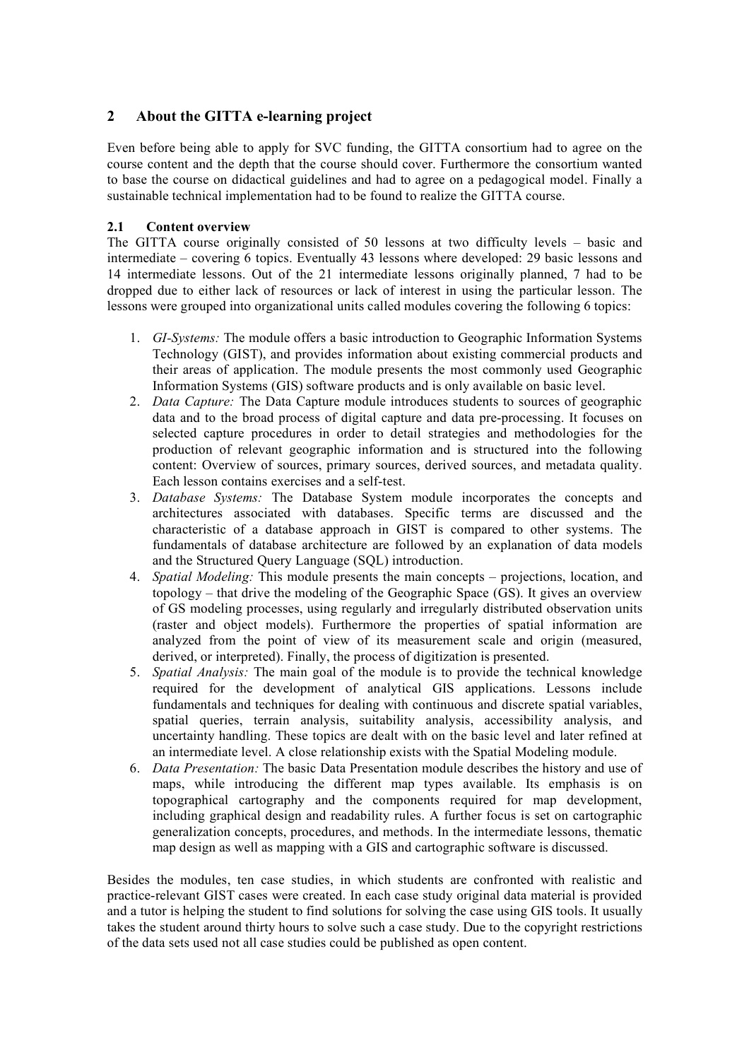## 2 About the GITTA e-learning project

Even before being able to apply for SVC funding, the GITTA consortium had to agree on the course content and the depth that the course should cover. Furthermore the consortium wanted to base the course on didactical guidelines and had to agree on a pedagogical model. Finally a sustainable technical implementation had to be found to realize the GITTA course.

### 2.1 Content overview

The GITTA course originally consisted of 50 lessons at two difficulty levels – basic and intermediate – covering 6 topics. Eventually 43 lessons where developed: 29 basic lessons and 14 intermediate lessons. Out of the 21 intermediate lessons originally planned, 7 had to be dropped due to either lack of resources or lack of interest in using the particular lesson. The lessons were grouped into organizational units called modules covering the following 6 topics:

1. *GI-Systems:* The module offers a basic introduction to Geographic Information Systems Technology (GIST), and provides information about existing commercial products and their areas of application. The module presents the most commonly used Geographic Information Systems (GIS) software products and is only available on basic level.
2. *Data Capture:* The Data Capture module introduces students to sources of geographic data and to the broad process of digital capture and data pre-processing. It focuses on selected capture procedures in order to detail strategies and methodologies for the production of relevant geographic information and is structured into the following content: Overview of sources, primary sources, derived sources, and metadata quality. Each lesson contains exercises and a self-test.
3. *Database Systems:* The Database System module incorporates the concepts and architectures associated with databases. Specific terms are discussed and the characteristic of a database approach in GIST is compared to other systems. The fundamentals of database architecture are followed by an explanation of data models and the Structured Query Language (SQL) introduction.
4. *Spatial Modeling:* This module presents the main concepts – projections, location, and topology – that drive the modeling of the Geographic Space (GS). It gives an overview of GS modeling processes, using regularly and irregularly distributed observation units (raster and object models). Furthermore the properties of spatial information are analyzed from the point of view of its measurement scale and origin (measured, derived, or interpreted). Finally, the process of digitization is presented.
5. *Spatial Analysis:* The main goal of the module is to provide the technical knowledge required for the development of analytical GIS applications. Lessons include fundamentals and techniques for dealing with continuous and discrete spatial variables, spatial queries, terrain analysis, suitability analysis, accessibility analysis, and uncertainty handling. These topics are dealt with on the basic level and later refined at an intermediate level. A close relationship exists with the Spatial Modeling module.
6. *Data Presentation:* The basic Data Presentation module describes the history and use of maps, while introducing the different map types available. Its emphasis is on topographical cartography and the components required for map development, including graphical design and readability rules. A further focus is set on cartographic generalization concepts, procedures, and methods. In the intermediate lessons, thematic map design as well as mapping with a GIS and cartographic software is discussed.

Besides the modules, ten case studies, in which students are confronted with realistic and practice-relevant GIST cases were created. In each case study original data material is provided and a tutor is helping the student to find solutions for solving the case using GIS tools. It usually takes the student around thirty hours to solve such a case study. Due to the copyright restrictions of the data sets used not all case studies could be published as open content.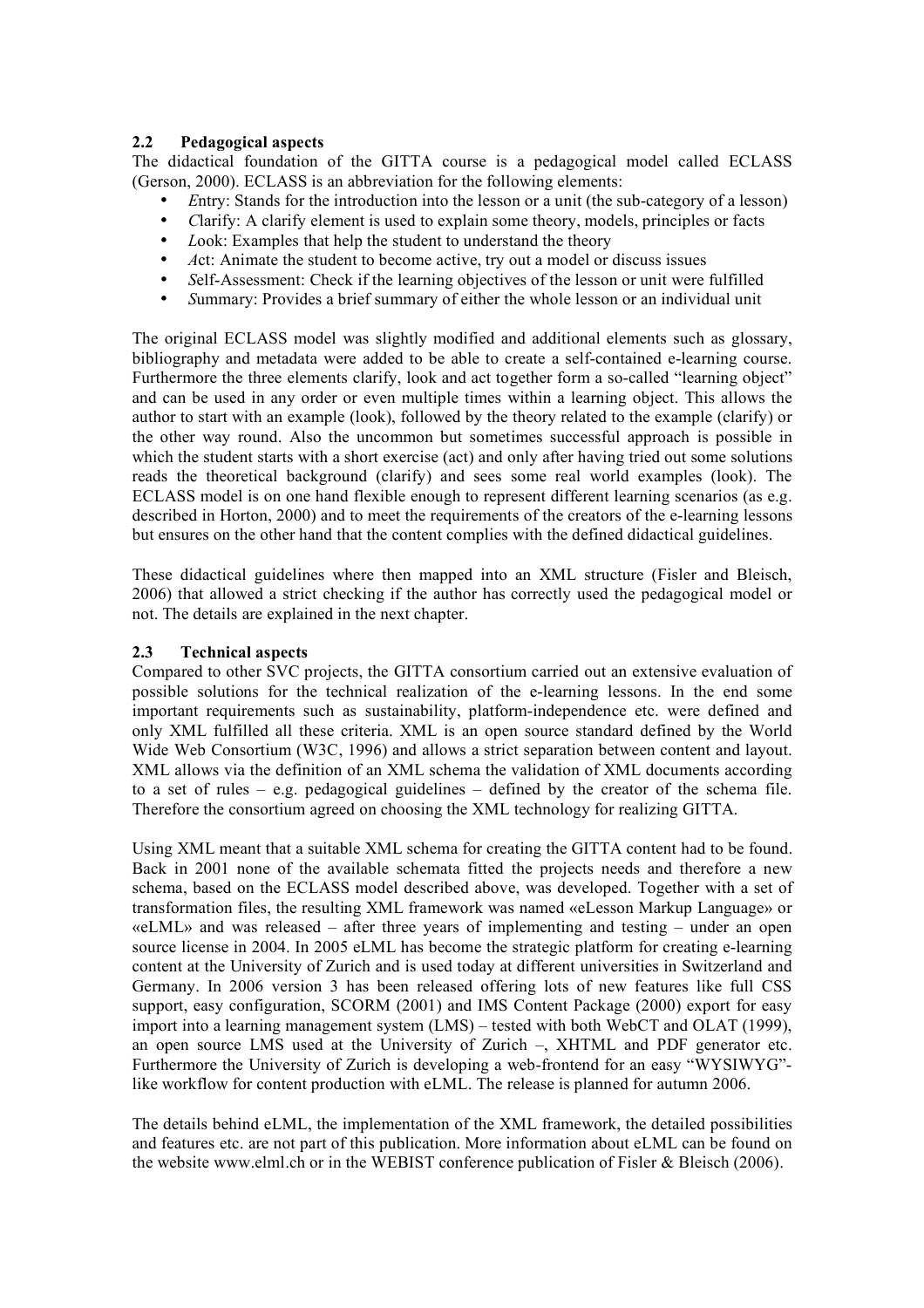### 2.2 Pedagogical aspects

The didactical foundation of the GITTA course is a pedagogical model called ECLASS (Gerson, 2000). ECLASS is an abbreviation for the following elements:

- *E*ntry: Stands for the introduction into the lesson or a unit (the sub-category of a lesson)
- *C*larify: A clarify element is used to explain some theory, models, principles or facts
- *L*ook: Examples that help the student to understand the theory
- *A*ct: Animate the student to become active, try out a model or discuss issues
- *S*elf-Assessment: Check if the learning objectives of the lesson or unit were fulfilled
- *S*ummary: Provides a brief summary of either the whole lesson or an individual unit

The original ECLASS model was slightly modified and additional elements such as glossary, bibliography and metadata were added to be able to create a self-contained e-learning course. Furthermore the three elements clarify, look and act together form a so-called "learning object" and can be used in any order or even multiple times within a learning object. This allows the author to start with an example (look), followed by the theory related to the example (clarify) or the other way round. Also the uncommon but sometimes successful approach is possible in which the student starts with a short exercise (act) and only after having tried out some solutions reads the theoretical background (clarify) and sees some real world examples (look). The ECLASS model is on one hand flexible enough to represent different learning scenarios (as e.g. described in Horton, 2000) and to meet the requirements of the creators of the e-learning lessons but ensures on the other hand that the content complies with the defined didactical guidelines.

These didactical guidelines where then mapped into an XML structure (Fisler and Bleisch, 2006) that allowed a strict checking if the author has correctly used the pedagogical model or not. The details are explained in the next chapter.

### 2.3 Technical aspects

Compared to other SVC projects, the GITTA consortium carried out an extensive evaluation of possible solutions for the technical realization of the e-learning lessons. In the end some important requirements such as sustainability, platform-independence etc. were defined and only XML fulfilled all these criteria. XML is an open source standard defined by the World Wide Web Consortium (W3C, 1996) and allows a strict separation between content and layout. XML allows via the definition of an XML schema the validation of XML documents according to a set of rules – e.g. pedagogical guidelines – defined by the creator of the schema file. Therefore the consortium agreed on choosing the XML technology for realizing GITTA.

Using XML meant that a suitable XML schema for creating the GITTA content had to be found. Back in 2001 none of the available schemata fitted the projects needs and therefore a new schema, based on the ECLASS model described above, was developed. Together with a set of transformation files, the resulting XML framework was named «eLesson Markup Language» or «eLML» and was released – after three years of implementing and testing – under an open source license in 2004. In 2005 eLML has become the strategic platform for creating e-learning content at the University of Zurich and is used today at different universities in Switzerland and Germany. In 2006 version 3 has been released offering lots of new features like full CSS support, easy configuration, SCORM (2001) and IMS Content Package (2000) export for easy import into a learning management system (LMS) – tested with both WebCT and OLAT (1999), an open source LMS used at the University of Zurich –, XHTML and PDF generator etc. Furthermore the University of Zurich is developing a web-frontend for an easy "WYSIWYG"-like workflow for content production with eLML. The release is planned for autumn 2006.

The details behind eLML, the implementation of the XML framework, the detailed possibilities and features etc. are not part of this publication. More information about eLML can be found on the website www.elml.ch or in the WEBIST conference publication of Fisler & Bleisch (2006).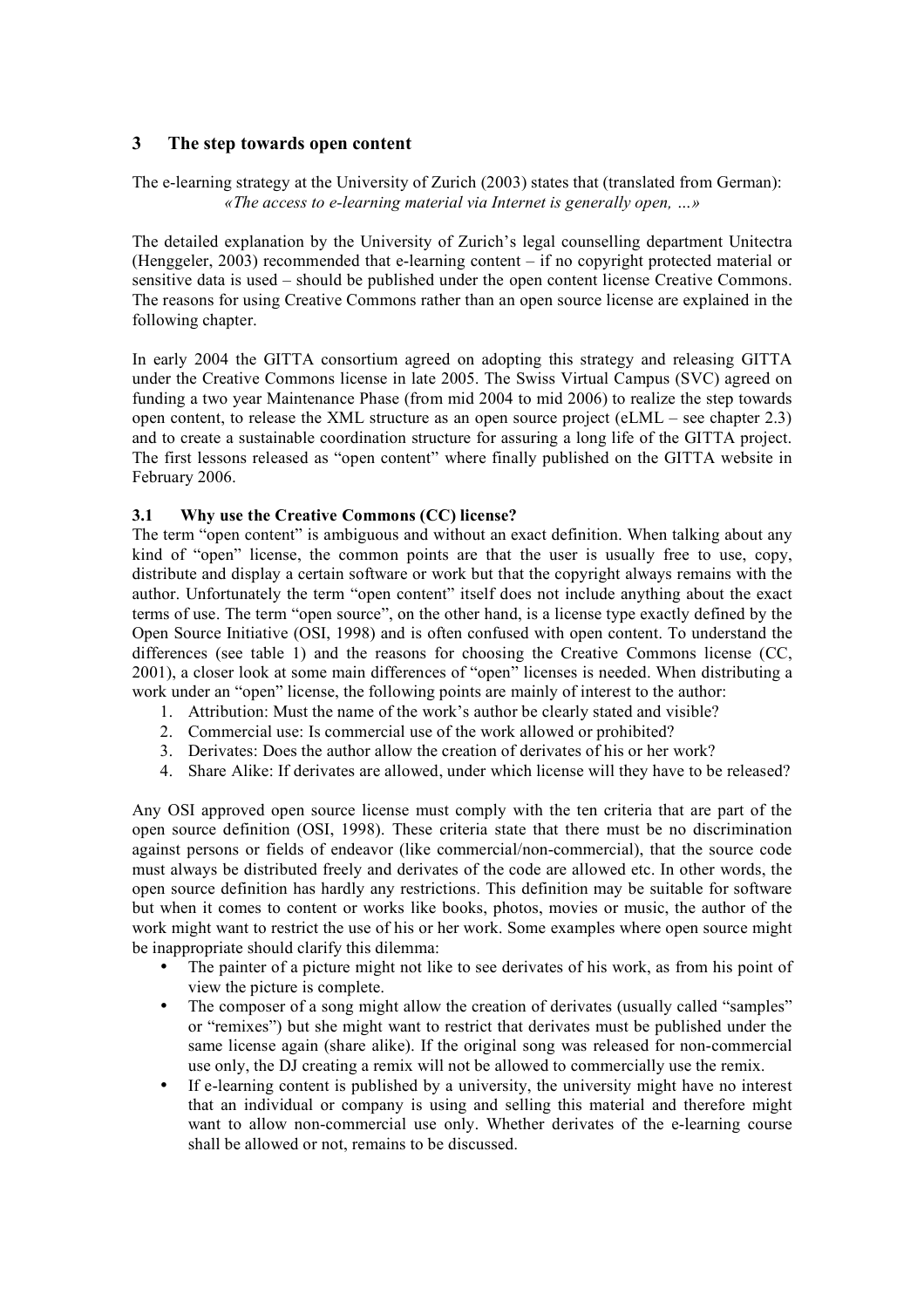## 3 The step towards open content

The e-learning strategy at the University of Zurich (2003) states that (translated from German):

*«The access to e-learning material via Internet is generally open, …»*

The detailed explanation by the University of Zurich's legal counselling department Unitectra (Henggeler, 2003) recommended that e-learning content – if no copyright protected material or sensitive data is used – should be published under the open content license Creative Commons. The reasons for using Creative Commons rather than an open source license are explained in the following chapter.

In early 2004 the GITTA consortium agreed on adopting this strategy and releasing GITTA under the Creative Commons license in late 2005. The Swiss Virtual Campus (SVC) agreed on funding a two year Maintenance Phase (from mid 2004 to mid 2006) to realize the step towards open content, to release the XML structure as an open source project (eLML – see chapter 2.3) and to create a sustainable coordination structure for assuring a long life of the GITTA project. The first lessons released as "open content" where finally published on the GITTA website in February 2006.

### 3.1 Why use the Creative Commons (CC) license?

The term "open content" is ambiguous and without an exact definition. When talking about any kind of "open" license, the common points are that the user is usually free to use, copy, distribute and display a certain software or work but that the copyright always remains with the author. Unfortunately the term "open content" itself does not include anything about the exact terms of use. The term "open source", on the other hand, is a license type exactly defined by the Open Source Initiative (OSI, 1998) and is often confused with open content. To understand the differences (see table 1) and the reasons for choosing the Creative Commons license (CC, 2001), a closer look at some main differences of "open" licenses is needed. When distributing a work under an "open" license, the following points are mainly of interest to the author:

1. Attribution: Must the name of the work's author be clearly stated and visible?
2. Commercial use: Is commercial use of the work allowed or prohibited?
3. Derivates: Does the author allow the creation of derivates of his or her work?
4. Share Alike: If derivates are allowed, under which license will they have to be released?

Any OSI approved open source license must comply with the ten criteria that are part of the open source definition (OSI, 1998). These criteria state that there must be no discrimination against persons or fields of endeavor (like commercial/non-commercial), that the source code must always be distributed freely and derivates of the code are allowed etc. In other words, the open source definition has hardly any restrictions. This definition may be suitable for software but when it comes to content or works like books, photos, movies or music, the author of the work might want to restrict the use of his or her work. Some examples where open source might be inappropriate should clarify this dilemma:

- The painter of a picture might not like to see derivates of his work, as from his point of view the picture is complete.
- The composer of a song might allow the creation of derivates (usually called "samples" or "remixes") but she might want to restrict that derivates must be published under the same license again (share alike). If the original song was released for non-commercial use only, the DJ creating a remix will not be allowed to commercially use the remix.
- If e-learning content is published by a university, the university might have no interest that an individual or company is using and selling this material and therefore might want to allow non-commercial use only. Whether derivates of the e-learning course shall be allowed or not, remains to be discussed.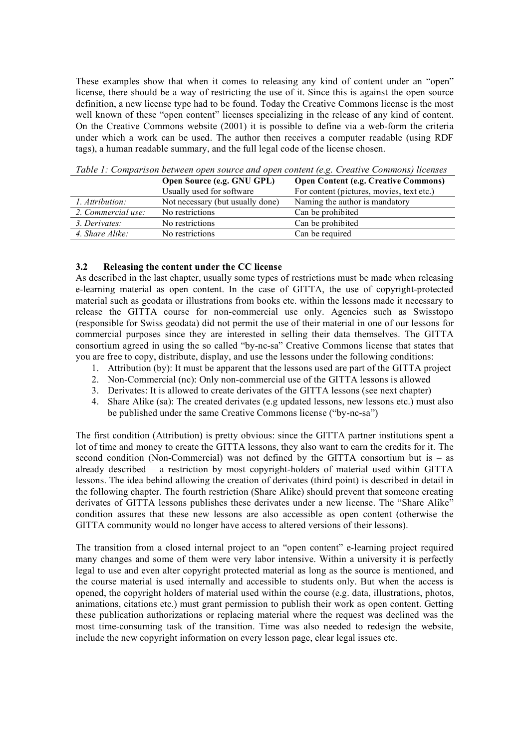These examples show that when it comes to releasing any kind of content under an "open" license, there should be a way of restricting the use of it. Since this is against the open source definition, a new license type had to be found. Today the Creative Commons license is the most well known of these "open content" licenses specializing in the release of any kind of content. On the Creative Commons website (2001) it is possible to define via a web-form the criteria under which a work can be used. The author then receives a computer readable (using RDF tags), a human readable summary, and the full legal code of the license chosen.

*Table 1: Comparison between open source and open content (e.g. Creative Commons) licenses*

| | **Open Source (e.g. GNU GPL)** Usually used for software | **Open Content (e.g. Creative Commons)** For content (pictures, movies, text etc.) |
|---|---|---|
| *1. Attribution:* | Not necessary (but usually done) | Naming the author is mandatory |
| *2. Commercial use:* | No restrictions | Can be prohibited |
| *3. Derivates:* | No restrictions | Can be prohibited |
| *4. Share Alike:* | No restrictions | Can be required |

### 3.2 Releasing the content under the CC license

As described in the last chapter, usually some types of restrictions must be made when releasing e-learning material as open content. In the case of GITTA, the use of copyright-protected material such as geodata or illustrations from books etc. within the lessons made it necessary to release the GITTA course for non-commercial use only. Agencies such as Swisstopo (responsible for Swiss geodata) did not permit the use of their material in one of our lessons for commercial purposes since they are interested in selling their data themselves. The GITTA consortium agreed in using the so called "by-nc-sa" Creative Commons license that states that you are free to copy, distribute, display, and use the lessons under the following conditions:

1. Attribution (by): It must be apparent that the lessons used are part of the GITTA project
2. Non-Commercial (nc): Only non-commercial use of the GITTA lessons is allowed
3. Derivates: It is allowed to create derivates of the GITTA lessons (see next chapter)
4. Share Alike (sa): The created derivates (e.g updated lessons, new lessons etc.) must also be published under the same Creative Commons license ("by-nc-sa")

The first condition (Attribution) is pretty obvious: since the GITTA partner institutions spent a lot of time and money to create the GITTA lessons, they also want to earn the credits for it. The second condition (Non-Commercial) was not defined by the GITTA consortium but is – as already described – a restriction by most copyright-holders of material used within GITTA lessons. The idea behind allowing the creation of derivates (third point) is described in detail in the following chapter. The fourth restriction (Share Alike) should prevent that someone creating derivates of GITTA lessons publishes these derivates under a new license. The "Share Alike" condition assures that these new lessons are also accessible as open content (otherwise the GITTA community would no longer have access to altered versions of their lessons).

The transition from a closed internal project to an "open content" e-learning project required many changes and some of them were very labor intensive. Within a university it is perfectly legal to use and even alter copyright protected material as long as the source is mentioned, and the course material is used internally and accessible to students only. But when the access is opened, the copyright holders of material used within the course (e.g. data, illustrations, photos, animations, citations etc.) must grant permission to publish their work as open content. Getting these publication authorizations or replacing material where the request was declined was the most time-consuming task of the transition. Time was also needed to redesign the website, include the new copyright information on every lesson page, clear legal issues etc.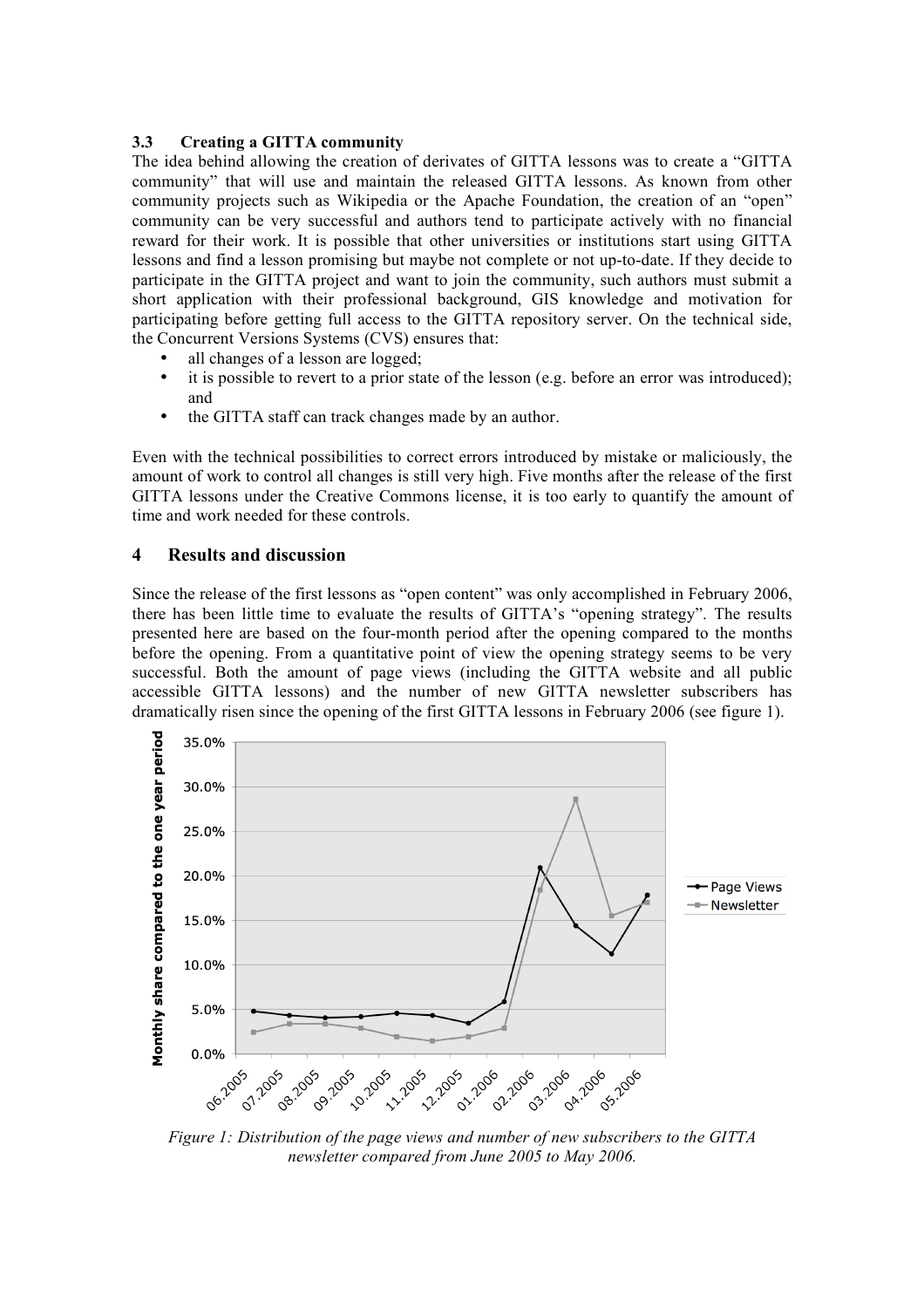### 3.3 Creating a GITTA community

The idea behind allowing the creation of derivates of GITTA lessons was to create a "GITTA community" that will use and maintain the released GITTA lessons. As known from other community projects such as Wikipedia or the Apache Foundation, the creation of an "open" community can be very successful and authors tend to participate actively with no financial reward for their work. It is possible that other universities or institutions start using GITTA lessons and find a lesson promising but maybe not complete or not up-to-date. If they decide to participate in the GITTA project and want to join the community, such authors must submit a short application with their professional background, GIS knowledge and motivation for participating before getting full access to the GITTA repository server. On the technical side, the Concurrent Versions Systems (CVS) ensures that:

- all changes of a lesson are logged;
- it is possible to revert to a prior state of the lesson (e.g. before an error was introduced); and
- the GITTA staff can track changes made by an author.

Even with the technical possibilities to correct errors introduced by mistake or maliciously, the amount of work to control all changes is still very high. Five months after the release of the first GITTA lessons under the Creative Commons license, it is too early to quantify the amount of time and work needed for these controls.

## 4 Results and discussion

Since the release of the first lessons as "open content" was only accomplished in February 2006, there has been little time to evaluate the results of GITTA's "opening strategy". The results presented here are based on the four-month period after the opening compared to the months before the opening. From a quantitative point of view the opening strategy seems to be very successful. Both the amount of page views (including the GITTA website and all public accessible GITTA lessons) and the number of new GITTA newsletter subscribers has dramatically risen since the opening of the first GITTA lessons in February 2006 (see figure 1).

*Figure 1: Distribution of the page views and number of new subscribers to the GITTA newsletter compared from June 2005 to May 2006.*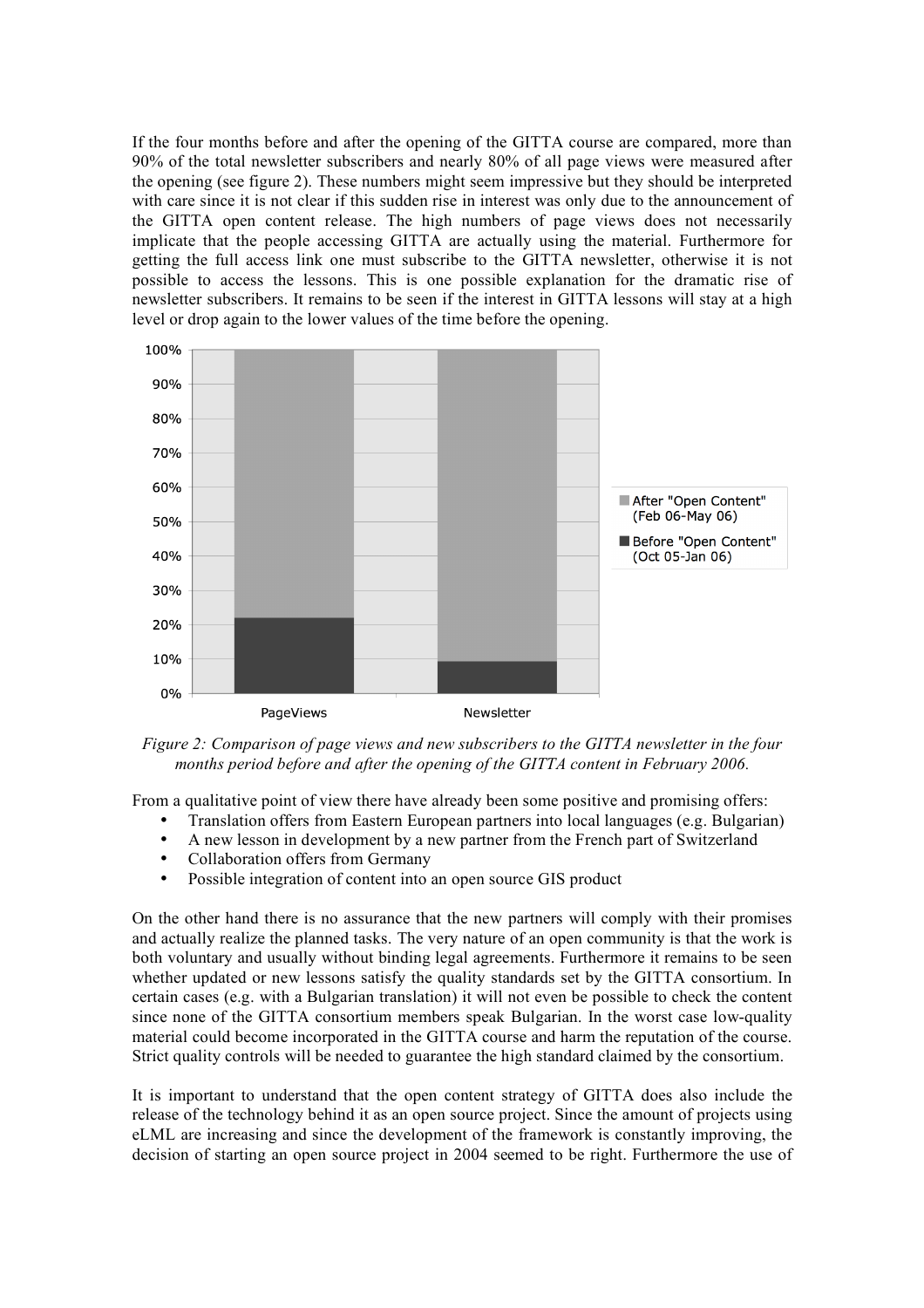If the four months before and after the opening of the GITTA course are compared, more than 90% of the total newsletter subscribers and nearly 80% of all page views were measured after the opening (see figure 2). These numbers might seem impressive but they should be interpreted with care since it is not clear if this sudden rise in interest was only due to the announcement of the GITTA open content release. The high numbers of page views does not necessarily implicate that the people accessing GITTA are actually using the material. Furthermore for getting the full access link one must subscribe to the GITTA newsletter, otherwise it is not possible to access the lessons. This is one possible explanation for the dramatic rise of newsletter subscribers. It remains to be seen if the interest in GITTA lessons will stay at a high level or drop again to the lower values of the time before the opening.

*Figure 2: Comparison of page views and new subscribers to the GITTA newsletter in the four months period before and after the opening of the GITTA content in February 2006.*

From a qualitative point of view there have already been some positive and promising offers:

- Translation offers from Eastern European partners into local languages (e.g. Bulgarian)
- A new lesson in development by a new partner from the French part of Switzerland
- Collaboration offers from Germany
- Possible integration of content into an open source GIS product

On the other hand there is no assurance that the new partners will comply with their promises and actually realize the planned tasks. The very nature of an open community is that the work is both voluntary and usually without binding legal agreements. Furthermore it remains to be seen whether updated or new lessons satisfy the quality standards set by the GITTA consortium. In certain cases (e.g. with a Bulgarian translation) it will not even be possible to check the content since none of the GITTA consortium members speak Bulgarian. In the worst case low-quality material could become incorporated in the GITTA course and harm the reputation of the course. Strict quality controls will be needed to guarantee the high standard claimed by the consortium.

It is important to understand that the open content strategy of GITTA does also include the release of the technology behind it as an open source project. Since the amount of projects using eLML are increasing and since the development of the framework is constantly improving, the decision of starting an open source project in 2004 seemed to be right. Furthermore the use of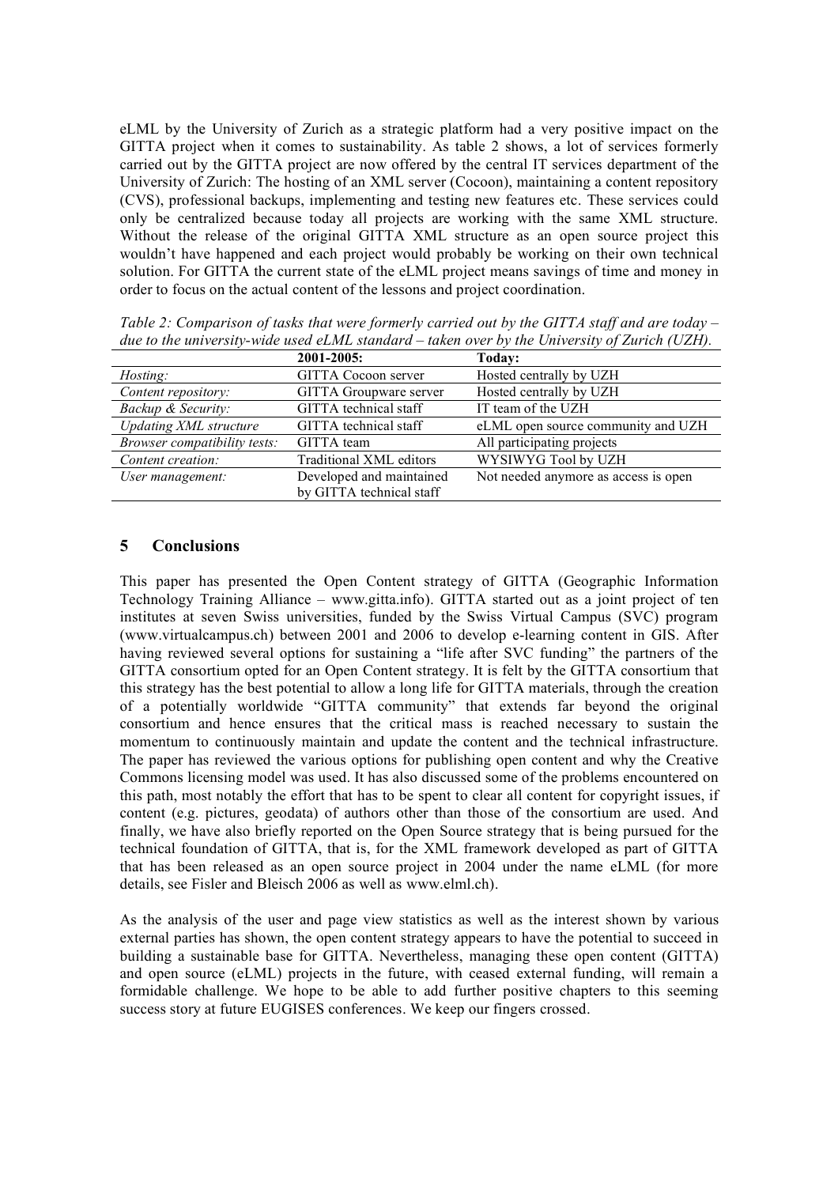eLML by the University of Zurich as a strategic platform had a very positive impact on the GITTA project when it comes to sustainability. As table 2 shows, a lot of services formerly carried out by the GITTA project are now offered by the central IT services department of the University of Zurich: The hosting of an XML server (Cocoon), maintaining a content repository (CVS), professional backups, implementing and testing new features etc. These services could only be centralized because today all projects are working with the same XML structure. Without the release of the original GITTA XML structure as an open source project this wouldn't have happened and each project would probably be working on their own technical solution. For GITTA the current state of the eLML project means savings of time and money in order to focus on the actual content of the lessons and project coordination.

*Table 2: Comparison of tasks that were formerly carried out by the GITTA staff and are today – due to the university-wide used eLML standard – taken over by the University of Zurich (UZH).*

| | **2001-2005:** | **Today:** |
|---|---|---|
| *Hosting:* | GITTA Cocoon server | Hosted centrally by UZH |
| *Content repository:* | GITTA Groupware server | Hosted centrally by UZH |
| *Backup & Security:* | GITTA technical staff | IT team of the UZH |
| *Updating XML structure* | GITTA technical staff | eLML open source community and UZH |
| *Browser compatibility tests:* | GITTA team | All participating projects |
| *Content creation:* | Traditional XML editors | WYSIWYG Tool by UZH |
| *User management:* | Developed and maintained by GITTA technical staff | Not needed anymore as access is open |

## 5 Conclusions

This paper has presented the Open Content strategy of GITTA (Geographic Information Technology Training Alliance – www.gitta.info). GITTA started out as a joint project of ten institutes at seven Swiss universities, funded by the Swiss Virtual Campus (SVC) program (www.virtualcampus.ch) between 2001 and 2006 to develop e-learning content in GIS. After having reviewed several options for sustaining a "life after SVC funding" the partners of the GITTA consortium opted for an Open Content strategy. It is felt by the GITTA consortium that this strategy has the best potential to allow a long life for GITTA materials, through the creation of a potentially worldwide "GITTA community" that extends far beyond the original consortium and hence ensures that the critical mass is reached necessary to sustain the momentum to continuously maintain and update the content and the technical infrastructure. The paper has reviewed the various options for publishing open content and why the Creative Commons licensing model was used. It has also discussed some of the problems encountered on this path, most notably the effort that has to be spent to clear all content for copyright issues, if content (e.g. pictures, geodata) of authors other than those of the consortium are used. And finally, we have also briefly reported on the Open Source strategy that is being pursued for the technical foundation of GITTA, that is, for the XML framework developed as part of GITTA that has been released as an open source project in 2004 under the name eLML (for more details, see Fisler and Bleisch 2006 as well as www.elml.ch).

As the analysis of the user and page view statistics as well as the interest shown by various external parties has shown, the open content strategy appears to have the potential to succeed in building a sustainable base for GITTA. Nevertheless, managing these open content (GITTA) and open source (eLML) projects in the future, with ceased external funding, will remain a formidable challenge. We hope to be able to add further positive chapters to this seeming success story at future EUGISES conferences. We keep our fingers crossed.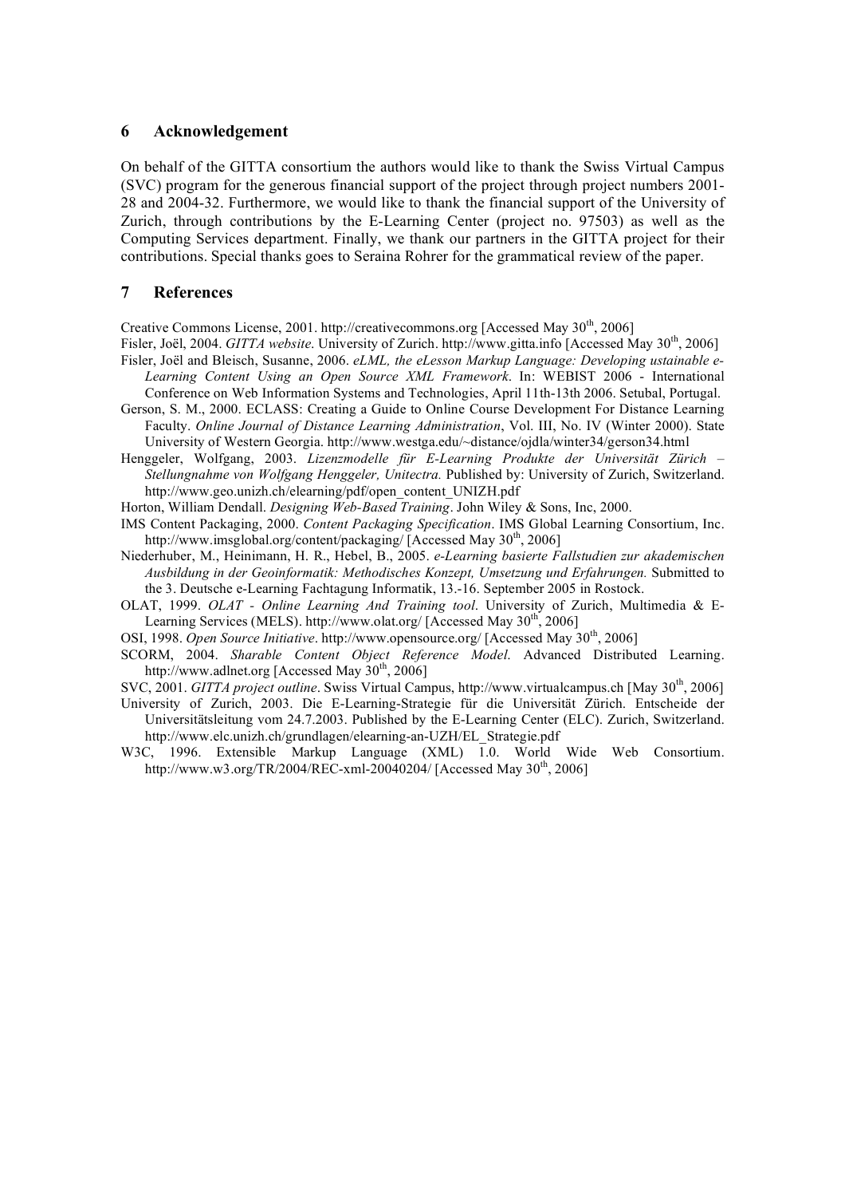## 6 Acknowledgement

On behalf of the GITTA consortium the authors would like to thank the Swiss Virtual Campus (SVC) program for the generous financial support of the project through project numbers 2001-28 and 2004-32. Furthermore, we would like to thank the financial support of the University of Zurich, through contributions by the E-Learning Center (project no. 97503) as well as the Computing Services department. Finally, we thank our partners in the GITTA project for their contributions. Special thanks goes to Seraina Rohrer for the grammatical review of the paper.

## 7 References

Creative Commons License, 2001. http://creativecommons.org [Accessed May 30th, 2006]

Fisler, Joël, 2004. *GITTA website*. University of Zurich. http://www.gitta.info [Accessed May 30th, 2006]

Fisler, Joël and Bleisch, Susanne, 2006. *eLML, the eLesson Markup Language: Developing ustainable e-Learning Content Using an Open Source XML Framework*. In: WEBIST 2006 - International Conference on Web Information Systems and Technologies, April 11th-13th 2006. Setubal, Portugal.

Gerson, S. M., 2000. ECLASS: Creating a Guide to Online Course Development For Distance Learning Faculty. *Online Journal of Distance Learning Administration*, Vol. III, No. IV (Winter 2000). State University of Western Georgia. http://www.westga.edu/~distance/ojdla/winter34/gerson34.html

Henggeler, Wolfgang, 2003. *Lizenzmodelle für E-Learning Produkte der Universität Zürich – Stellungnahme von Wolfgang Henggeler, Unitectra.* Published by: University of Zurich, Switzerland. http://www.geo.unizh.ch/elearning/pdf/open_content_UNIZH.pdf

Horton, William Dendall. *Designing Web-Based Training*. John Wiley & Sons, Inc, 2000.

IMS Content Packaging, 2000. *Content Packaging Specification*. IMS Global Learning Consortium, Inc. http://www.imsglobal.org/content/packaging/ [Accessed May 30th, 2006]

Niederhuber, M., Heinimann, H. R., Hebel, B., 2005. *e-Learning basierte Fallstudien zur akademischen Ausbildung in der Geoinformatik: Methodisches Konzept, Umsetzung und Erfahrungen.* Submitted to the 3. Deutsche e-Learning Fachtagung Informatik, 13.-16. September 2005 in Rostock.

OLAT, 1999. *OLAT - Online Learning And Training tool*. University of Zurich, Multimedia & E-Learning Services (MELS). http://www.olat.org/ [Accessed May 30th, 2006]

OSI, 1998. *Open Source Initiative*. http://www.opensource.org/ [Accessed May 30th, 2006]

SCORM, 2004. *Sharable Content Object Reference Model*. Advanced Distributed Learning. http://www.adlnet.org [Accessed May 30th, 2006]

SVC, 2001. *GITTA project outline*. Swiss Virtual Campus, http://www.virtualcampus.ch [May 30th, 2006]

University of Zurich, 2003. Die E-Learning-Strategie für die Universität Zürich. Entscheide der Universitätsleitung vom 24.7.2003. Published by the E-Learning Center (ELC). Zurich, Switzerland. http://www.elc.unizh.ch/grundlagen/elearning-an-UZH/EL_Strategie.pdf

W3C, 1996. Extensible Markup Language (XML) 1.0. World Wide Web Consortium. http://www.w3.org/TR/2004/REC-xml-20040204/ [Accessed May 30th, 2006]